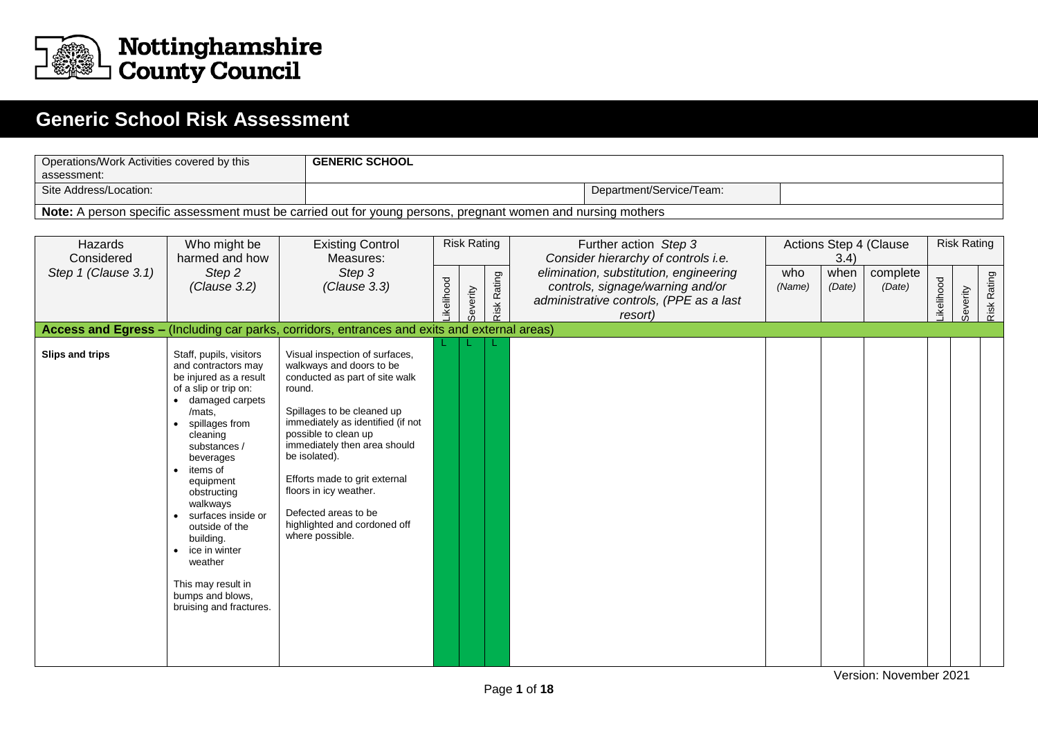Nottinghamshire County Council

# Generic School Risk Assessment

| Operations/Work Activities covered by this assessment: | **GENERIC SCHOOL** | | |
|---|---|---|---|
| Site Address/Location: | | Department/Service/Team: | |
| **Note:** A person specific assessment must be carried out for young persons, pregnant women and nursing mothers | | | |

| Hazards Considered *Step 1 (Clause 3.1)* | Who might be harmed and how *Step 2 (Clause 3.2)* | Existing Control Measures: *Step 3 (Clause 3.3)* | Risk Rating | | | Further action *Step 3* *Consider hierarchy of controls i.e. elimination, substitution, engineering controls, signage/warning and/or administrative controls, (PPE as a last resort)* | Actions Step 4 (Clause 3.4) | | | Risk Rating | | |
|---|---|---|---|---|---|---|---|---|---|---|---|---|
| | | | Likelihood | Severity | Risk Rating | | who *(Name)* | when *(Date)* | complete *(Date)* | Likelihood | Severity | Risk Rating |
| **Access and Egress –** (Including car parks, corridors, entrances and exits and external areas) | | | | | | | | | | | | |
| **Slips and trips** | Staff, pupils, visitors and contractors may be injured as a result of a slip or trip on:<br>• damaged carpets /mats,<br>• spillages from cleaning substances / beverages<br>• items of equipment obstructing walkways<br>• surfaces inside or outside of the building.<br>• ice in winter weather<br><br>This may result in bumps and blows, bruising and fractures. | Visual inspection of surfaces, walkways and doors to be conducted as part of site walk round.<br><br>Spillages to be cleaned up immediately as identified (if not possible to clean up immediately then area should be isolated).<br><br>Efforts made to grit external floors in icy weather.<br><br>Defected areas to be highlighted and cordoned off where possible. | L | L | L | | | | | | | |

Version: November 2021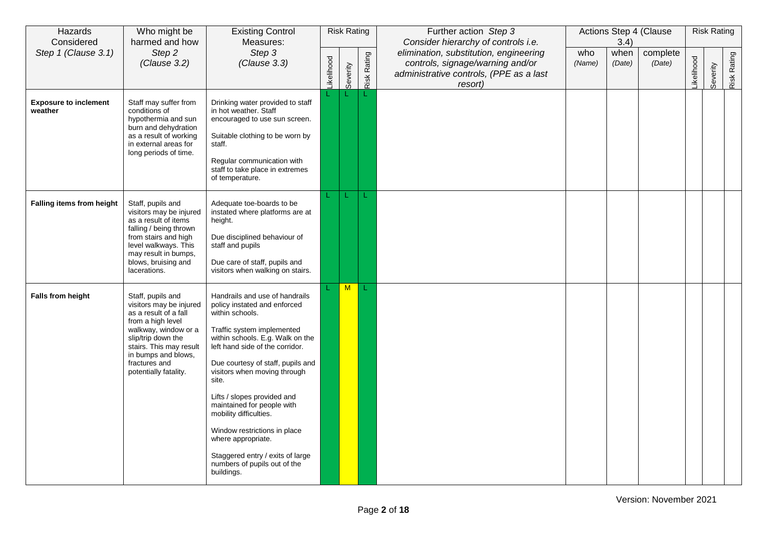| Hazards Considered *Step 1 (Clause 3.1)* | Who might be harmed and how *Step 2 (Clause 3.2)* | Existing Control Measures: *Step 3 (Clause 3.3)* | Risk Rating | | | Further action *Step 3* *Consider hierarchy of controls i.e. elimination, substitution, engineering controls, signage/warning and/or administrative controls, (PPE as a last resort)* | Actions Step 4 (Clause 3.4) | | | Risk Rating | | |
|---|---|---|---|---|---|---|---|---|---|---|---|---|
| | | | Likelihood | Severity | Risk Rating | | who *(Name)* | when *(Date)* | complete *(Date)* | Likelihood | Severity | Risk Rating |
| **Exposure to inclement weather** | Staff may suffer from conditions of hypothermia and sun burn and dehydration as a result of working in external areas for long periods of time. | Drinking water provided to staff in hot weather. Staff encouraged to use sun screen.<br><br>Suitable clothing to be worn by staff.<br><br>Regular communication with staff to take place in extremes of temperature. | L | L | L | | | | | | | |
| **Falling items from height** | Staff, pupils and visitors may be injured as a result of items falling / being thrown from stairs and high level walkways. This may result in bumps, blows, bruising and lacerations. | Adequate toe-boards to be instated where platforms are at height.<br><br>Due disciplined behaviour of staff and pupils<br><br>Due care of staff, pupils and visitors when walking on stairs. | L | L | L | | | | | | | |
| **Falls from height** | Staff, pupils and visitors may be injured as a result of a fall from a high level walkway, window or a slip/trip down the stairs. This may result in bumps and blows, fractures and potentially fatality. | Handrails and use of handrails policy instated and enforced within schools.<br><br>Traffic system implemented within schools. E.g. Walk on the left hand side of the corridor.<br><br>Due courtesy of staff, pupils and visitors when moving through site.<br><br>Lifts / slopes provided and maintained for people with mobility difficulties.<br><br>Window restrictions in place where appropriate.<br><br>Staggered entry / exits of large numbers of pupils out of the buildings. | L | M | L | | | | | | | |

Version: November 2021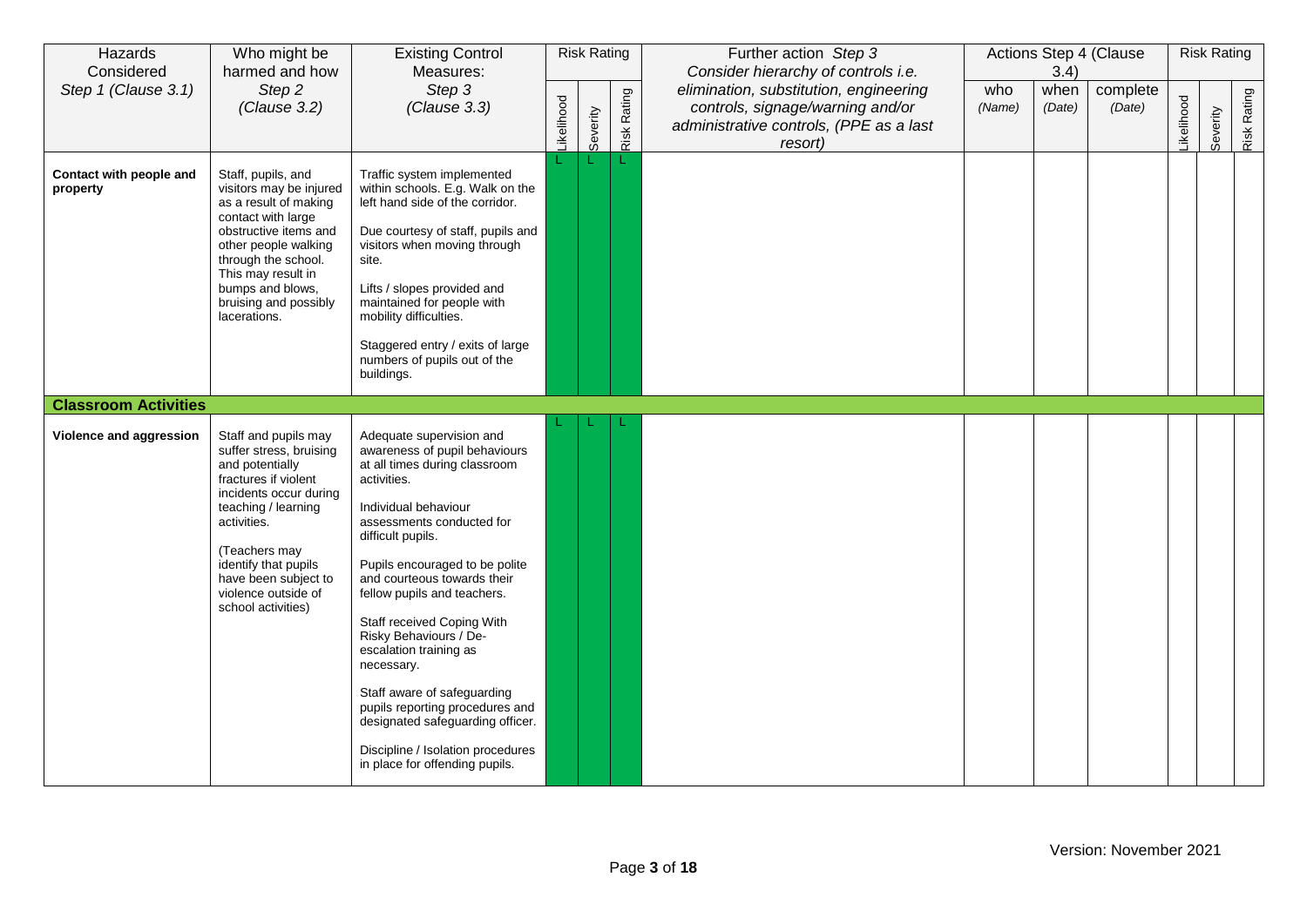| Hazards Considered Step 1 (Clause 3.1) | Who might be harmed and how Step 2 (Clause 3.2) | Existing Control Measures: Step 3 (Clause 3.3) | Risk Rating | | | Further action Step 3 Consider hierarchy of controls i.e. elimination, substitution, engineering controls, signage/warning and/or administrative controls, (PPE as a last resort) | Actions Step 4 (Clause 3.4) | | | Risk Rating | | |
|---|---|---|---|---|---|---|---|---|---|---|---|---|
| | | | Likelihood | Severity | Risk Rating | | who (Name) | when (Date) | complete (Date) | Likelihood | Severity | Risk Rating |
| **Contact with people and property** | Staff, pupils, and visitors may be injured as a result of making contact with large obstructive items and other people walking through the school. This may result in bumps and blows, bruising and possibly lacerations. | Traffic system implemented within schools. E.g. Walk on the left hand side of the corridor.<br><br>Due courtesy of staff, pupils and visitors when moving through site.<br><br>Lifts / slopes provided and maintained for people with mobility difficulties.<br><br>Staggered entry / exits of large numbers of pupils out of the buildings. | L | L | L | | | | | | | |
| **Classroom Activities** | | | | | | | | | | | | |
| **Violence and aggression** | Staff and pupils may suffer stress, bruising and potentially fractures if violent incidents occur during teaching / learning activities.<br><br>(Teachers may identify that pupils have been subject to violence outside of school activities) | Adequate supervision and awareness of pupil behaviours at all times during classroom activities.<br><br>Individual behaviour assessments conducted for difficult pupils.<br><br>Pupils encouraged to be polite and courteous towards their fellow pupils and teachers.<br><br>Staff received Coping With Risky Behaviours / De-escalation training as necessary.<br><br>Staff aware of safeguarding pupils reporting procedures and designated safeguarding officer.<br><br>Discipline / Isolation procedures in place for offending pupils. | L | L | L | | | | | | | |

Version: November 2021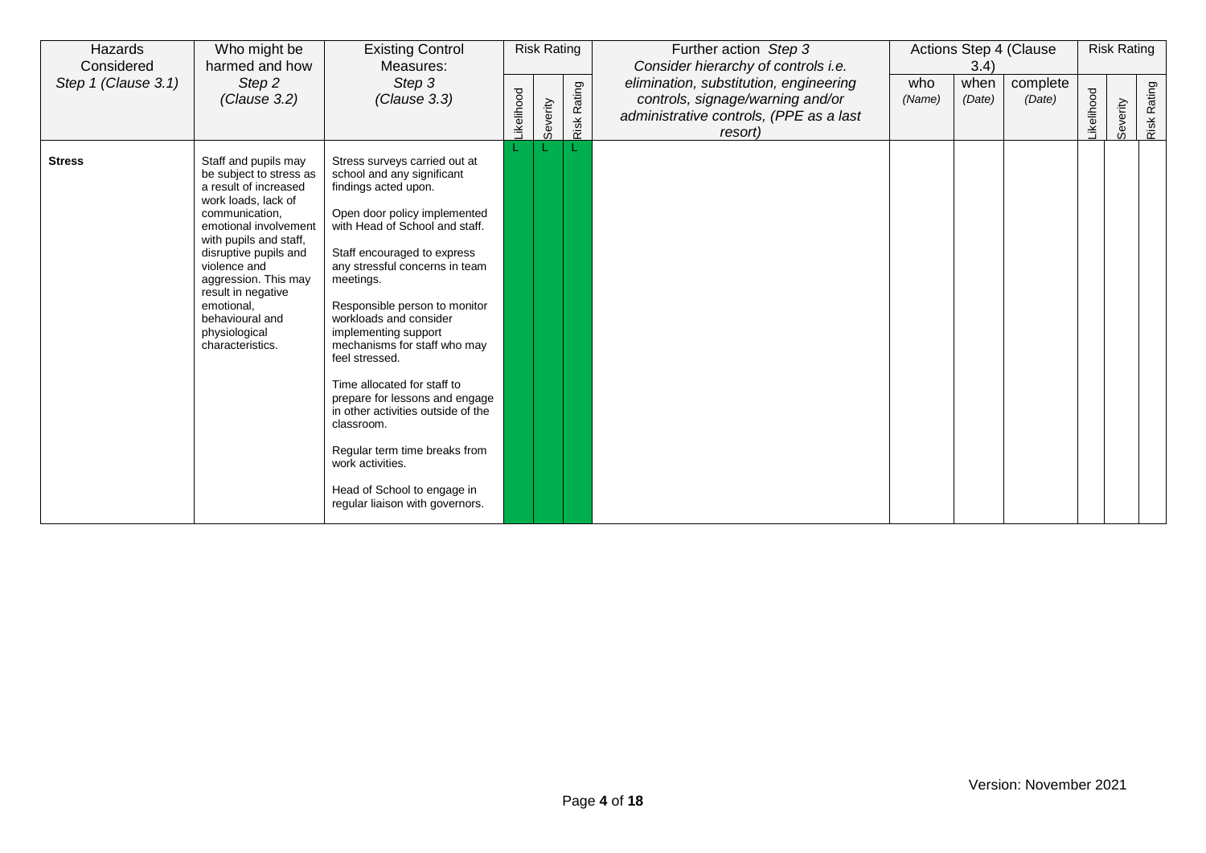| Hazards Considered | Who might be harmed and how | Existing Control Measures: | Risk Rating | | | Further action *Step 3* *Consider hierarchy of controls i.e.* | Actions Step 4 (Clause 3.4) | | | Risk Rating | | |
|---|---|---|---|---|---|---|---|---|---|---|---|---|
| *Step 1 (Clause 3.1)* | *Step 2 (Clause 3.2)* | *Step 3 (Clause 3.3)* | Likelihood | Severity | Risk Rating | *elimination, substitution, engineering controls, signage/warning and/or administrative controls, (PPE as a last resort)* | who *(Name)* | when *(Date)* | complete *(Date)* | Likelihood | Severity | Risk Rating |
| **Stress** | Staff and pupils may be subject to stress as a result of increased work loads, lack of communication, emotional involvement with pupils and staff, disruptive pupils and violence and aggression. This may result in negative emotional, behavioural and physiological characteristics. | Stress surveys carried out at school and any significant findings acted upon.<br><br>Open door policy implemented with Head of School and staff.<br><br>Staff encouraged to express any stressful concerns in team meetings.<br><br>Responsible person to monitor workloads and consider implementing support mechanisms for staff who may feel stressed.<br><br>Time allocated for staff to prepare for lessons and engage in other activities outside of the classroom.<br><br>Regular term time breaks from work activities.<br><br>Head of School to engage in regular liaison with governors. | L | L | L | | | | | | | |

Version: November 2021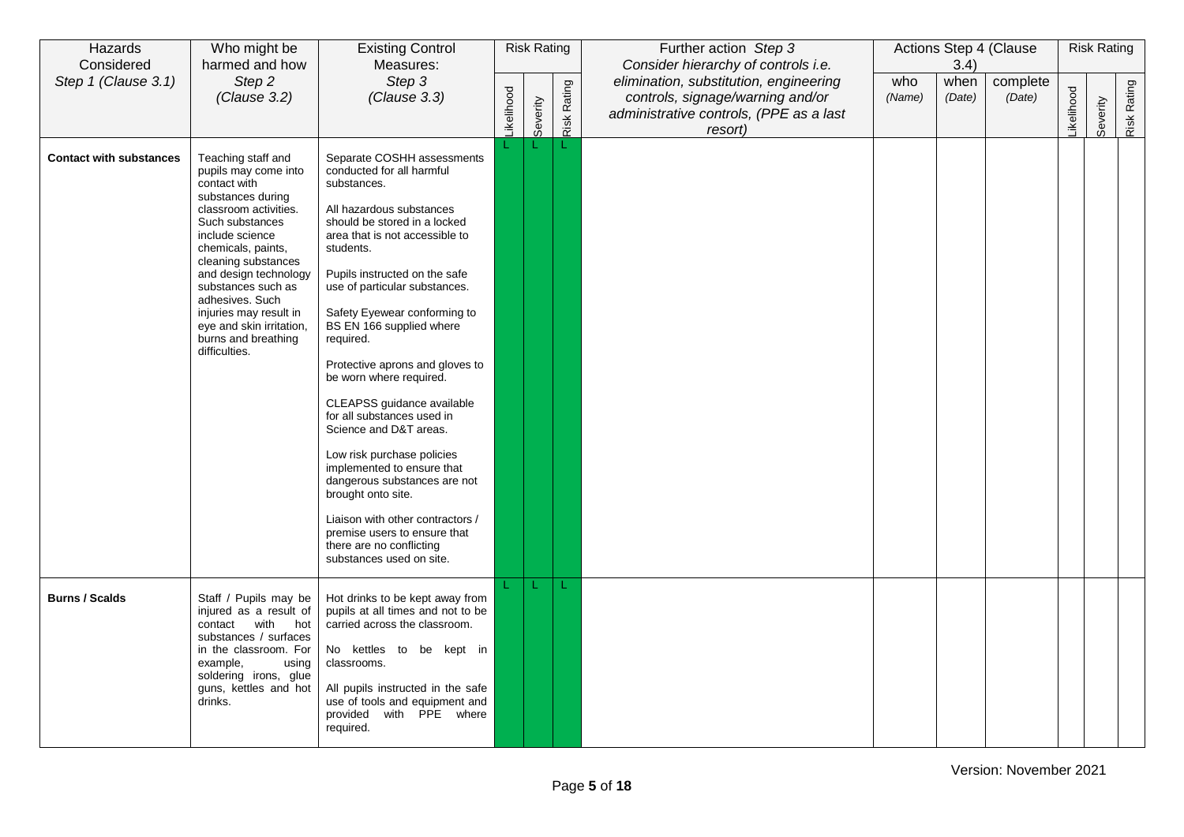| Hazards Considered *Step 1 (Clause 3.1)* | Who might be harmed and how *Step 2 (Clause 3.2)* | Existing Control Measures: *Step 3 (Clause 3.3)* | Risk Rating | | | Further action *Step 3* *Consider hierarchy of controls i.e. elimination, substitution, engineering controls, signage/warning and/or administrative controls, (PPE as a last resort)* | Actions Step 4 (Clause 3.4) | | | Risk Rating | | |
|---|---|---|---|---|---|---|---|---|---|---|---|---|
| | | | Likelihood | Severity | Risk Rating | | who *(Name)* | when *(Date)* | complete *(Date)* | Likelihood | Severity | Risk Rating |
| **Contact with substances** | Teaching staff and pupils may come into contact with substances during classroom activities. Such substances include science chemicals, paints, cleaning substances and design technology substances such as adhesives. Such injuries may result in eye and skin irritation, burns and breathing difficulties. | Separate COSHH assessments conducted for all harmful substances.<br><br>All hazardous substances should be stored in a locked area that is not accessible to students.<br><br>Pupils instructed on the safe use of particular substances.<br><br>Safety Eyewear conforming to BS EN 166 supplied where required.<br><br>Protective aprons and gloves to be worn where required.<br><br>CLEAPSS guidance available for all substances used in Science and D&T areas.<br><br>Low risk purchase policies implemented to ensure that dangerous substances are not brought onto site.<br><br>Liaison with other contractors / premise users to ensure that there are no conflicting substances used on site. | L | L | L | | | | | | | |
| **Burns / Scalds** | Staff / Pupils may be injured as a result of contact with hot substances / surfaces in the classroom. For example, using soldering irons, glue guns, kettles and hot drinks. | Hot drinks to be kept away from pupils at all times and not to be carried across the classroom.<br><br>No kettles to be kept in classrooms.<br><br>All pupils instructed in the safe use of tools and equipment and provided with PPE where required. | L | L | L | | | | | | | |

Version: November 2021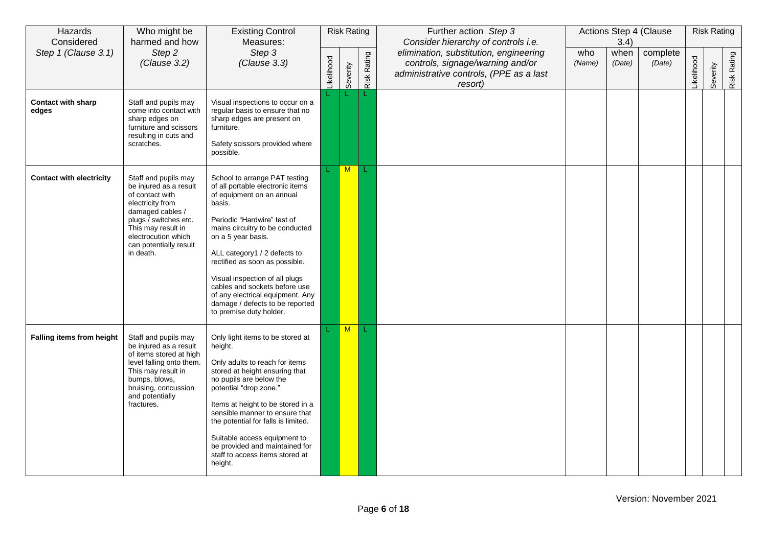| Hazards Considered Step 1 (Clause 3.1) | Who might be harmed and how Step 2 (Clause 3.2) | Existing Control Measures: Step 3 (Clause 3.3) | Risk Rating | | | Further action Step 3 Consider hierarchy of controls i.e. elimination, substitution, engineering controls, signage/warning and/or administrative controls, (PPE as a last resort) | Actions Step 4 (Clause 3.4) | | | Risk Rating | | |
|---|---|---|---|---|---|---|---|---|---|---|---|---|
| | | | Likelihood | Severity | Risk Rating | | who (Name) | when (Date) | complete (Date) | Likelihood | Severity | Risk Rating |
| **Contact with sharp edges** | Staff and pupils may come into contact with sharp edges on furniture and scissors resulting in cuts and scratches. | Visual inspections to occur on a regular basis to ensure that no sharp edges are present on furniture.<br><br>Safety scissors provided where possible. | L | L | L | | | | | | | |
| **Contact with electricity** | Staff and pupils may be injured as a result of contact with electricity from damaged cables / plugs / switches etc. This may result in electrocution which can potentially result in death. | School to arrange PAT testing of all portable electronic items of equipment on an annual basis.<br><br>Periodic "Hardwire" test of mains circuitry to be conducted on a 5 year basis.<br><br>ALL category1 / 2 defects to rectified as soon as possible.<br><br>Visual inspection of all plugs cables and sockets before use of any electrical equipment. Any damage / defects to be reported to premise duty holder. | L | M | L | | | | | | | |
| **Falling items from height** | Staff and pupils may be injured as a result of items stored at high level falling onto them. This may result in bumps, blows, bruising, concussion and potentially fractures. | Only light items to be stored at height.<br><br>Only adults to reach for items stored at height ensuring that no pupils are below the potential "drop zone."<br><br>Items at height to be stored in a sensible manner to ensure that the potential for falls is limited.<br><br>Suitable access equipment to be provided and maintained for staff to access items stored at height. | L | M | L | | | | | | | |

Version: November 2021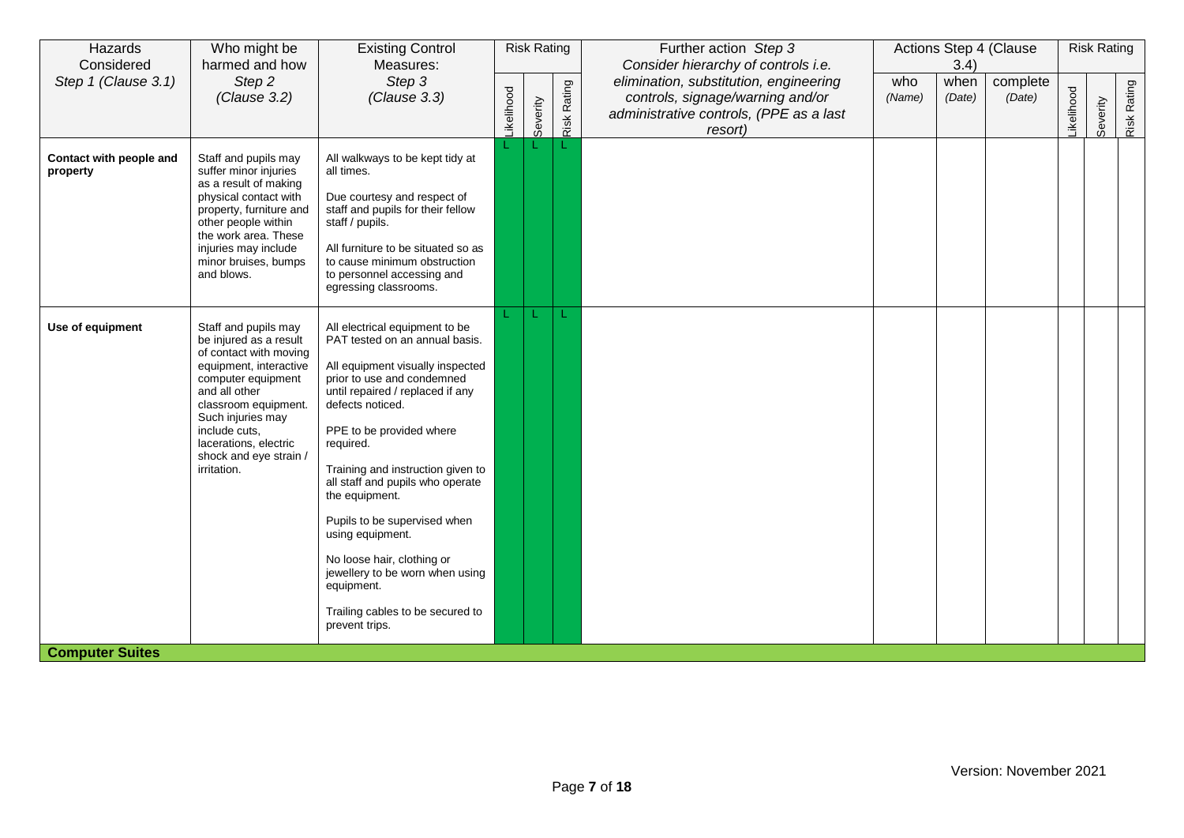| Hazards Considered *Step 1 (Clause 3.1)* | Who might be harmed and how *Step 2 (Clause 3.2)* | Existing Control Measures: *Step 3 (Clause 3.3)* | Risk Rating | | | Further action *Step 3* *Consider hierarchy of controls i.e. elimination, substitution, engineering controls, signage/warning and/or administrative controls, (PPE as a last resort)* | Actions Step 4 (Clause 3.4) | | | Risk Rating | | |
|---|---|---|---|---|---|---|---|---|---|---|---|---|
| | | | Likelihood | Severity | Risk Rating | | who *(Name)* | when *(Date)* | complete *(Date)* | Likelihood | Severity | Risk Rating |
| **Contact with people and property** | Staff and pupils may suffer minor injuries as a result of making physical contact with property, furniture and other people within the work area. These injuries may include minor bruises, bumps and blows. | All walkways to be kept tidy at all times.<br><br>Due courtesy and respect of staff and pupils for their fellow staff / pupils.<br><br>All furniture to be situated so as to cause minimum obstruction to personnel accessing and egressing classrooms. | L | L | L | | | | | | | |
| **Use of equipment** | Staff and pupils may be injured as a result of contact with moving equipment, interactive computer equipment and all other classroom equipment. Such injuries may include cuts, lacerations, electric shock and eye strain / irritation. | All electrical equipment to be PAT tested on an annual basis.<br><br>All equipment visually inspected prior to use and condemned until repaired / replaced if any defects noticed.<br><br>PPE to be provided where required.<br><br>Training and instruction given to all staff and pupils who operate the equipment.<br><br>Pupils to be supervised when using equipment.<br><br>No loose hair, clothing or jewellery to be worn when using equipment.<br><br>Trailing cables to be secured to prevent trips. | L | L | L | | | | | | | |
| **Computer Suites** | | | | | | | | | | | | |

Version: November 2021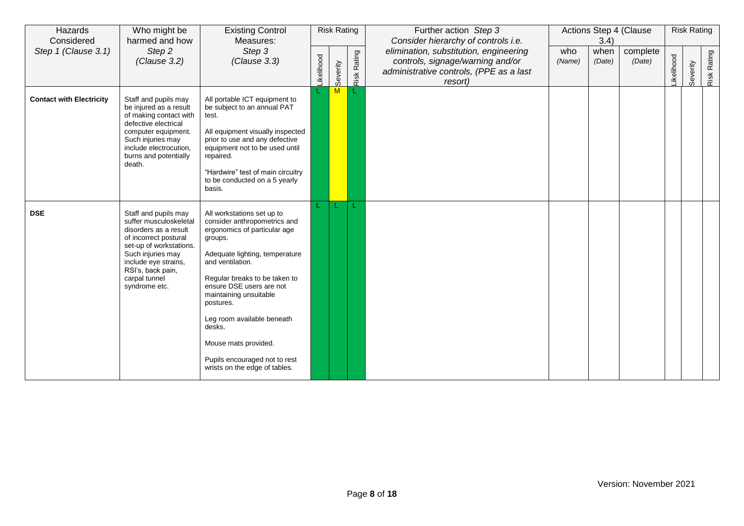| Hazards Considered *Step 1 (Clause 3.1)* | Who might be harmed and how *Step 2 (Clause 3.2)* | Existing Control Measures: *Step 3 (Clause 3.3)* | Risk Rating | | | Further action *Step 3* *Consider hierarchy of controls i.e. elimination, substitution, engineering controls, signage/warning and/or administrative controls, (PPE as a last resort)* | Actions Step 4 (Clause 3.4) | | | Risk Rating | | |
|---|---|---|---|---|---|---|---|---|---|---|---|---|
| | | | Likelihood | Severity | Risk Rating | | who *(Name)* | when *(Date)* | complete *(Date)* | Likelihood | Severity | Risk Rating |
| **Contact with Electricity** | Staff and pupils may be injured as a result of making contact with defective electrical computer equipment. Such injuries may include electrocution, burns and potentially death. | All portable ICT equipment to be subject to an annual PAT test.<br><br>All equipment visually inspected prior to use and any defective equipment not to be used until repaired.<br><br>"Hardwire" test of main circuitry to be conducted on a 5 yearly basis. | L | M | L | | | | | | | |
| **DSE** | Staff and pupils may suffer musculoskeletal disorders as a result of incorrect postural set-up of workstations. Such injuries may include eye strains, RSI's, back pain, carpal tunnel syndrome etc. | All workstations set up to consider anthropometrics and ergonomics of particular age groups.<br><br>Adequate lighting, temperature and ventilation.<br><br>Regular breaks to be taken to ensure DSE users are not maintaining unsuitable postures.<br><br>Leg room available beneath desks.<br><br>Mouse mats provided.<br><br>Pupils encouraged not to rest wrists on the edge of tables. | L | L | L | | | | | | | |

Version: November 2021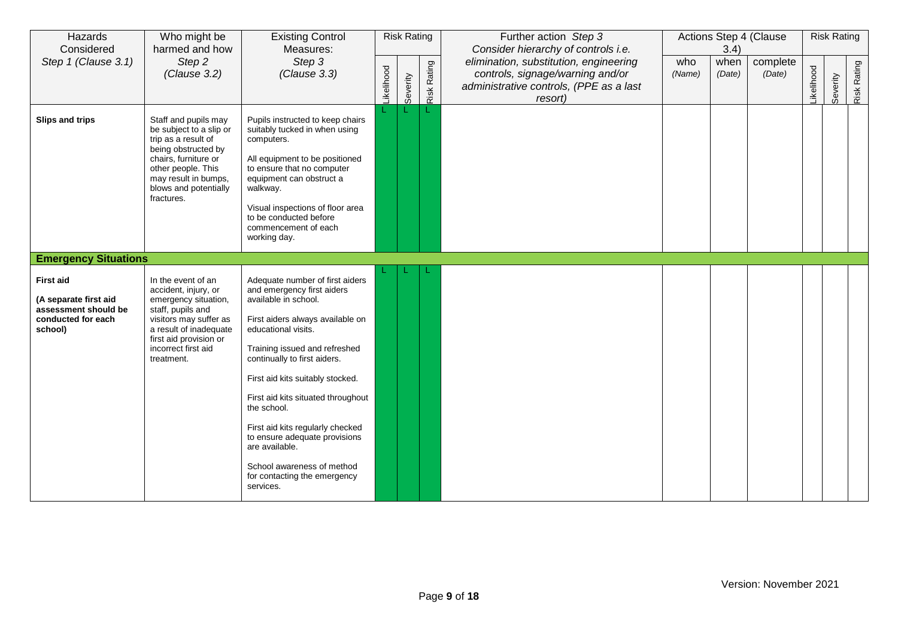| Hazards Considered Step 1 (Clause 3.1) | Who might be harmed and how Step 2 (Clause 3.2) | Existing Control Measures: Step 3 (Clause 3.3) | Risk Rating | | | Further action Step 3 Consider hierarchy of controls i.e. elimination, substitution, engineering controls, signage/warning and/or administrative controls, (PPE as a last resort) | Actions Step 4 (Clause 3.4) | | | Risk Rating | | |
|---|---|---|---|---|---|---|---|---|---|---|---|---|
| | | | Likelihood | Severity | Risk Rating | | who (Name) | when (Date) | complete (Date) | Likelihood | Severity | Risk Rating |
| **Slips and trips** | Staff and pupils may be subject to a slip or trip as a result of being obstructed by chairs, furniture or other people. This may result in bumps, blows and potentially fractures. | Pupils instructed to keep chairs suitably tucked in when using computers. All equipment to be positioned to ensure that no computer equipment can obstruct a walkway. Visual inspections of floor area to be conducted before commencement of each working day. | L | L | L | | | | | | | |
| **Emergency Situations** | | | | | | | | | | | | |
| **First aid (A separate first aid assessment should be conducted for each school)** | In the event of an accident, injury, or emergency situation, staff, pupils and visitors may suffer as a result of inadequate first aid provision or incorrect first aid treatment. | Adequate number of first aiders and emergency first aiders available in school. First aiders always available on educational visits. Training issued and refreshed continually to first aiders. First aid kits suitably stocked. First aid kits situated throughout the school. First aid kits regularly checked to ensure adequate provisions are available. School awareness of method for contacting the emergency services. | L | L | L | | | | | | | |

Version: November 2021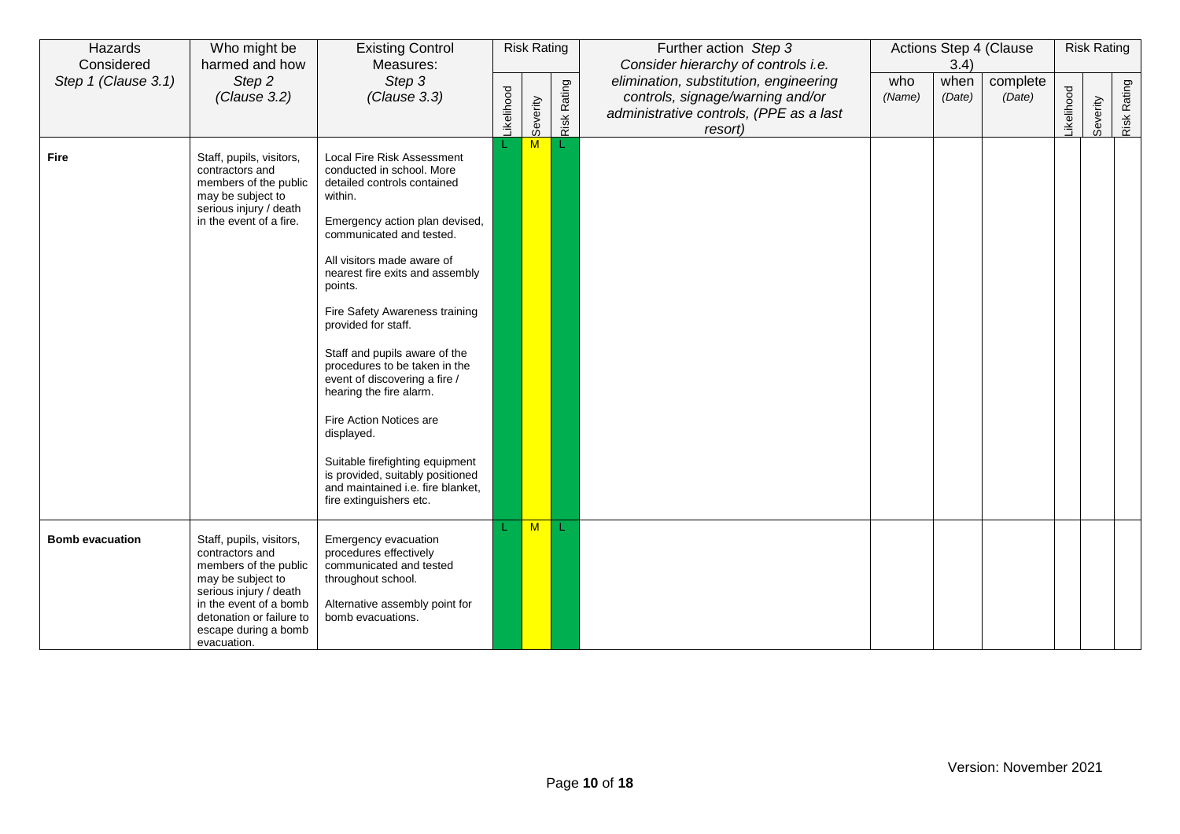| Hazards Considered *Step 1 (Clause 3.1)* | Who might be harmed and how *Step 2 (Clause 3.2)* | Existing Control Measures: *Step 3 (Clause 3.3)* | Risk Rating | | | Further action *Step 3 Consider hierarchy of controls i.e. elimination, substitution, engineering controls, signage/warning and/or administrative controls, (PPE as a last resort)* | Actions Step 4 (Clause 3.4) | | | Risk Rating | | |
|---|---|---|---|---|---|---|---|---|---|---|---|---|
| | | | Likelihood | Severity | Risk Rating | | who *(Name)* | when *(Date)* | complete *(Date)* | Likelihood | Severity | Risk Rating |
| **Fire** | Staff, pupils, visitors, contractors and members of the public may be subject to serious injury / death in the event of a fire. | Local Fire Risk Assessment conducted in school. More detailed controls contained within.<br><br>Emergency action plan devised, communicated and tested.<br><br>All visitors made aware of nearest fire exits and assembly points.<br><br>Fire Safety Awareness training provided for staff.<br><br>Staff and pupils aware of the procedures to be taken in the event of discovering a fire / hearing the fire alarm.<br><br>Fire Action Notices are displayed.<br><br>Suitable firefighting equipment is provided, suitably positioned and maintained i.e. fire blanket, fire extinguishers etc. | L | M | L | | | | | | | |
| **Bomb evacuation** | Staff, pupils, visitors, contractors and members of the public may be subject to serious injury / death in the event of a bomb detonation or failure to escape during a bomb evacuation. | Emergency evacuation procedures effectively communicated and tested throughout school.<br><br>Alternative assembly point for bomb evacuations. | L | M | L | | | | | | | |

Version: November 2021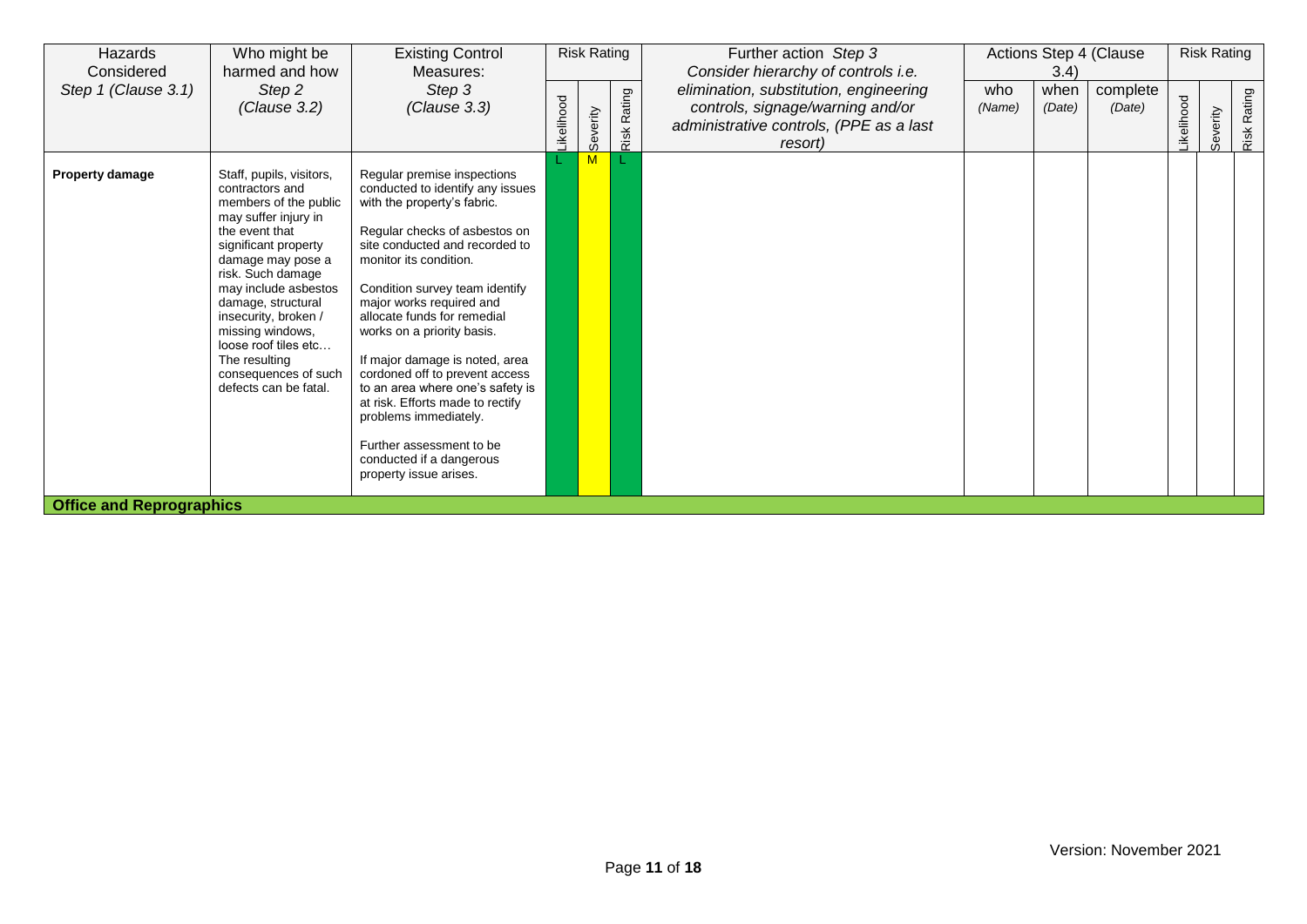| Hazards Considered *Step 1 (Clause 3.1)* | Who might be harmed and how *Step 2 (Clause 3.2)* | Existing Control Measures: *Step 3 (Clause 3.3)* | Risk Rating | | | Further action *Step 3* *Consider hierarchy of controls i.e. elimination, substitution, engineering controls, signage/warning and/or administrative controls, (PPE as a last resort)* | Actions Step 4 (Clause 3.4) | | | Risk Rating | | |
|---|---|---|---|---|---|---|---|---|---|---|---|---|
| | | | Likelihood | Severity | Risk Rating | | who *(Name)* | when *(Date)* | complete *(Date)* | Likelihood | Severity | Risk Rating |
| **Property damage** | Staff, pupils, visitors, contractors and members of the public may suffer injury in the event that significant property damage may pose a risk. Such damage may include asbestos damage, structural insecurity, broken / missing windows, loose roof tiles etc… The resulting consequences of such defects can be fatal. | Regular premise inspections conducted to identify any issues with the property's fabric.<br><br>Regular checks of asbestos on site conducted and recorded to monitor its condition.<br><br>Condition survey team identify major works required and allocate funds for remedial works on a priority basis.<br><br>If major damage is noted, area cordoned off to prevent access to an area where one's safety is at risk. Efforts made to rectify problems immediately.<br><br>Further assessment to be conducted if a dangerous property issue arises. | L | M | L | | | | | | | |
| **Office and Reprographics** | | | | | | | | | | | | |

Version: November 2021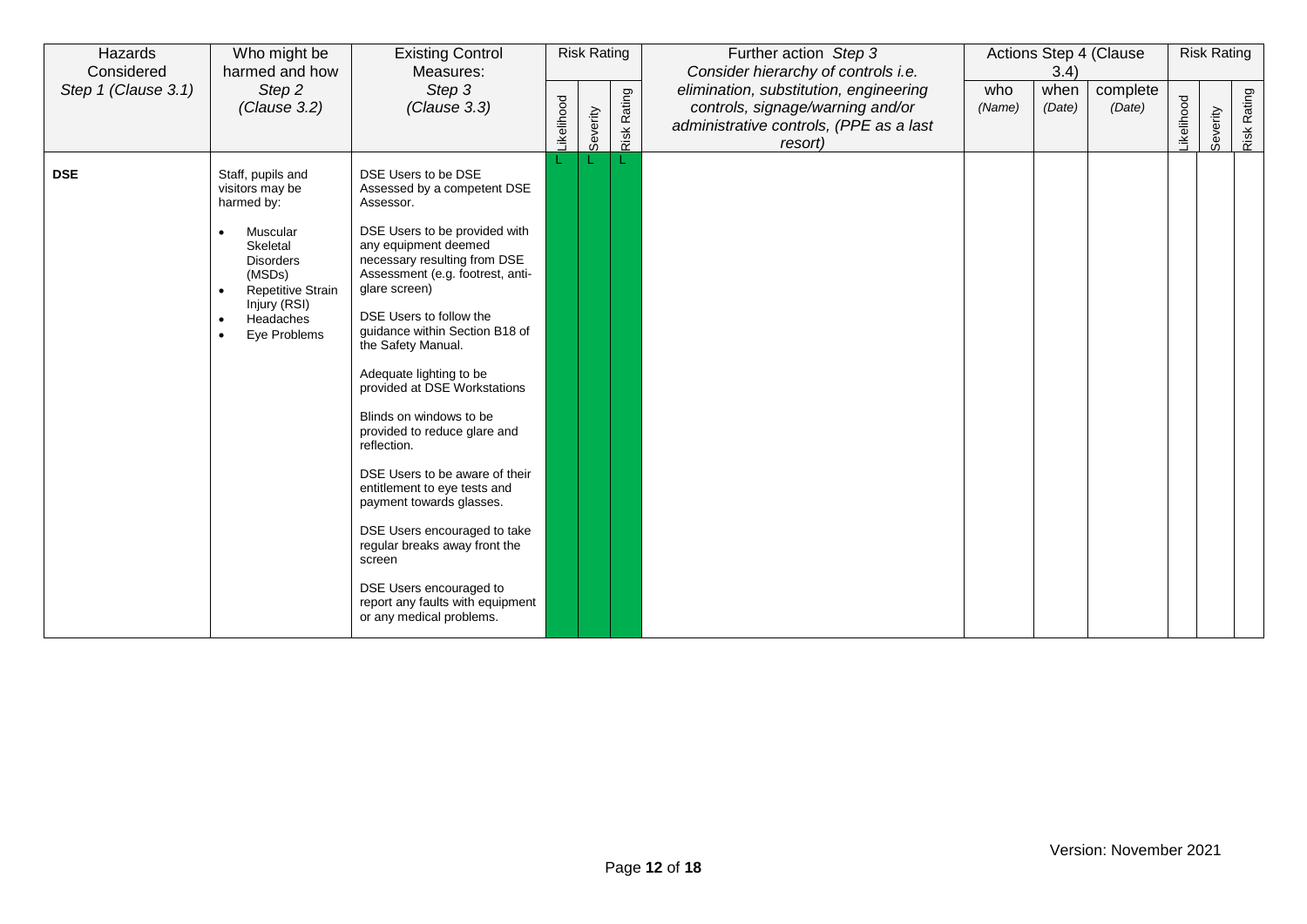| Hazards Considered *Step 1 (Clause 3.1)* | Who might be harmed and how *Step 2 (Clause 3.2)* | Existing Control Measures: *Step 3 (Clause 3.3)* | Risk Rating | | | Further action *Step 3 Consider hierarchy of controls i.e. elimination, substitution, engineering controls, signage/warning and/or administrative controls, (PPE as a last resort)* | Actions Step 4 (Clause 3.4) | | | Risk Rating | | |
|---|---|---|---|---|---|---|---|---|---|---|---|---|
| | | | Likelihood | Severity | Risk Rating | | who *(Name)* | when *(Date)* | complete *(Date)* | Likelihood | Severity | Risk Rating |
| **DSE** | Staff, pupils and visitors may be harmed by:<br>• Muscular Skeletal Disorders (MSDs)<br>• Repetitive Strain Injury (RSI)<br>• Headaches<br>• Eye Problems | DSE Users to be DSE Assessed by a competent DSE Assessor.<br><br>DSE Users to be provided with any equipment deemed necessary resulting from DSE Assessment (e.g. footrest, anti-glare screen)<br><br>DSE Users to follow the guidance within Section B18 of the Safety Manual.<br><br>Adequate lighting to be provided at DSE Workstations<br><br>Blinds on windows to be provided to reduce glare and reflection.<br><br>DSE Users to be aware of their entitlement to eye tests and payment towards glasses.<br><br>DSE Users encouraged to take regular breaks away front the screen<br><br>DSE Users encouraged to report any faults with equipment or any medical problems. | L | L | L | | | | | | | |

Version: November 2021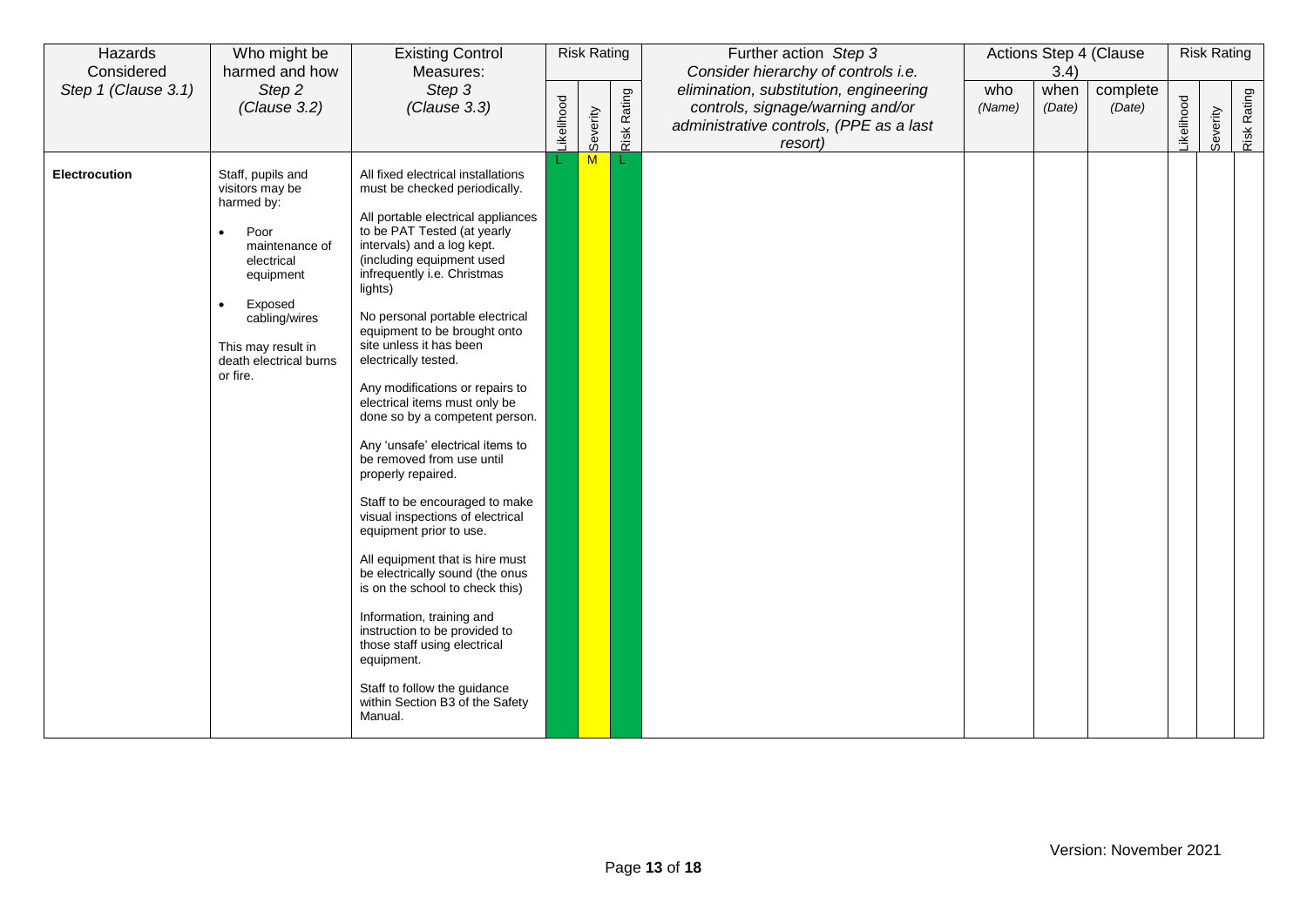| Hazards Considered *Step 1 (Clause 3.1)* | Who might be harmed and how *Step 2 (Clause 3.2)* | Existing Control Measures: *Step 3 (Clause 3.3)* | Risk Rating | | | Further action *Step 3* *Consider hierarchy of controls i.e. elimination, substitution, engineering controls, signage/warning and/or administrative controls, (PPE as a last resort)* | Actions Step 4 (Clause 3.4) | | | Risk Rating | | |
|---|---|---|---|---|---|---|---|---|---|---|---|---|
| | | | Likelihood | Severity | Risk Rating | | who *(Name)* | when *(Date)* | complete *(Date)* | Likelihood | Severity | Risk Rating |
| **Electrocution** | Staff, pupils and visitors may be harmed by:<br>• Poor maintenance of electrical equipment<br>• Exposed cabling/wires<br><br>This may result in death electrical burns or fire. | All fixed electrical installations must be checked periodically.<br><br>All portable electrical appliances to be PAT Tested (at yearly intervals) and a log kept. (including equipment used infrequently i.e. Christmas lights)<br><br>No personal portable electrical equipment to be brought onto site unless it has been electrically tested.<br><br>Any modifications or repairs to electrical items must only be done so by a competent person.<br><br>Any 'unsafe' electrical items to be removed from use until properly repaired.<br><br>Staff to be encouraged to make visual inspections of electrical equipment prior to use.<br><br>All equipment that is hire must be electrically sound (the onus is on the school to check this)<br><br>Information, training and instruction to be provided to those staff using electrical equipment.<br><br>Staff to follow the guidance within Section B3 of the Safety Manual. | L | M | L | | | | | | | |

Version: November 2021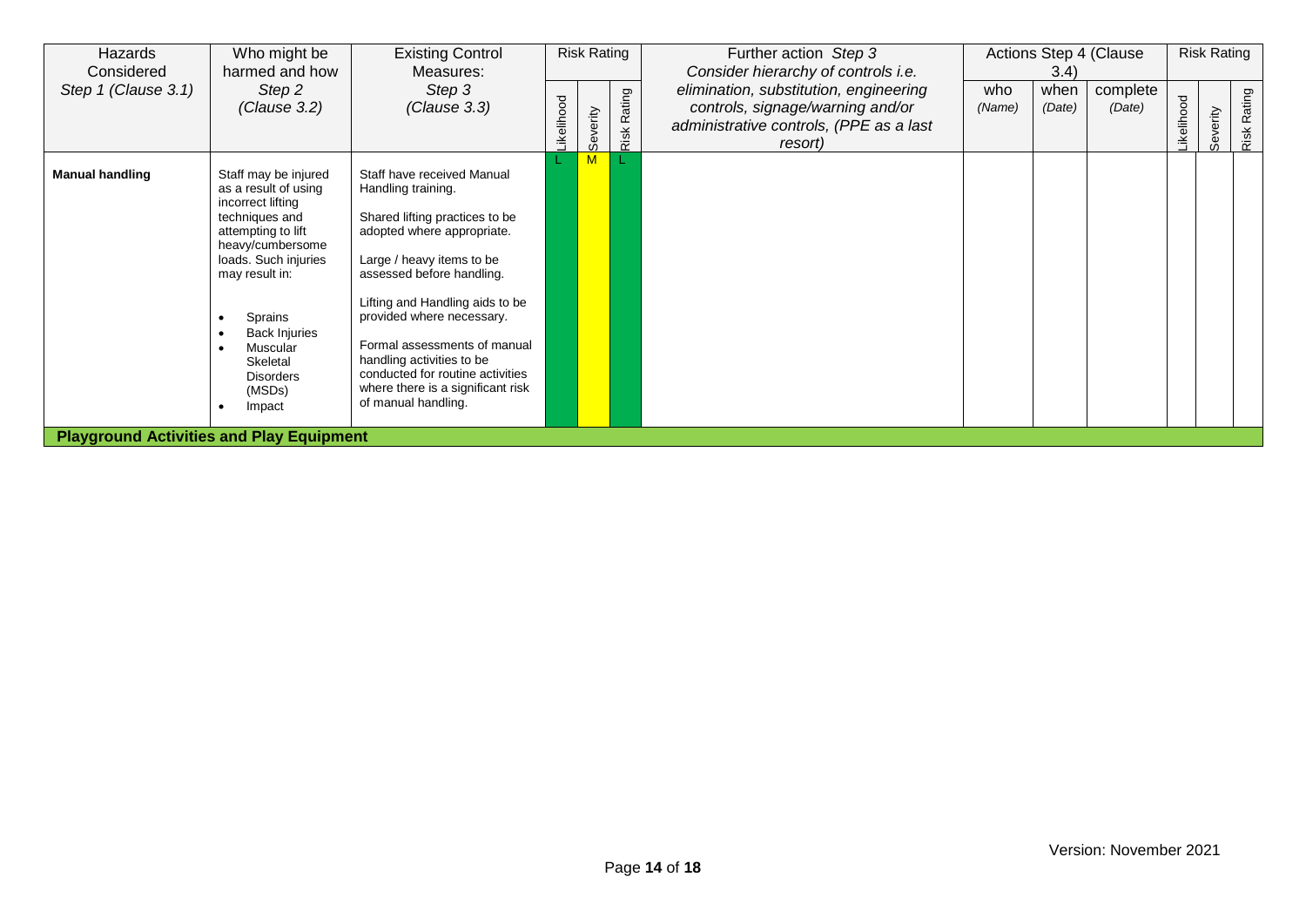| Hazards Considered Step 1 (Clause 3.1) | Who might be harmed and how Step 2 (Clause 3.2) | Existing Control Measures: Step 3 (Clause 3.3) | Risk Rating | | | Further action Step 3 Consider hierarchy of controls i.e. elimination, substitution, engineering controls, signage/warning and/or administrative controls, (PPE as a last resort) | Actions Step 4 (Clause 3.4) | | | Risk Rating | | |
|---|---|---|---|---|---|---|---|---|---|---|---|---|
| | | | Likelihood | Severity | Risk Rating | | who (Name) | when (Date) | complete (Date) | Likelihood | Severity | Risk Rating |
| **Manual handling** | Staff may be injured as a result of using incorrect lifting techniques and attempting to lift heavy/cumbersome loads. Such injuries may result in:<br>• Sprains<br>• Back Injuries<br>• Muscular Skeletal Disorders (MSDs)<br>• Impact | Staff have received Manual Handling training.<br><br>Shared lifting practices to be adopted where appropriate.<br><br>Large / heavy items to be assessed before handling.<br><br>Lifting and Handling aids to be provided where necessary.<br><br>Formal assessments of manual handling activities to be conducted for routine activities where there is a significant risk of manual handling. | L | M | L | | | | | | | |
| **Playground Activities and Play Equipment** | | | | | | | | | | | | |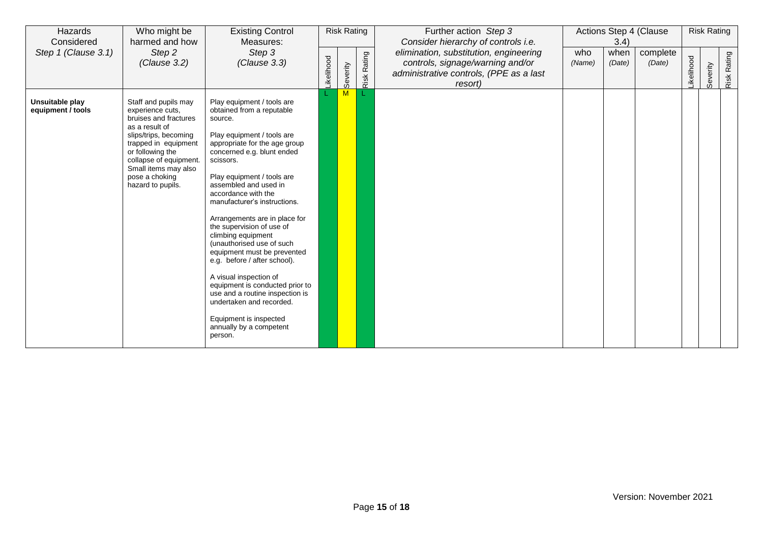| Hazards Considered Step 1 (Clause 3.1) | Who might be harmed and how Step 2 (Clause 3.2) | Existing Control Measures: Step 3 (Clause 3.3) | Risk Rating | | | Further action Step 3 Consider hierarchy of controls i.e. elimination, substitution, engineering controls, signage/warning and/or administrative controls, (PPE as a last resort) | Actions Step 4 (Clause 3.4) | | | Risk Rating | | |
|---|---|---|---|---|---|---|---|---|---|---|---|---|
| | | | Likelihood | Severity | Risk Rating | | who (Name) | when (Date) | complete (Date) | Likelihood | Severity | Risk Rating |
| **Unsuitable play equipment / tools** | Staff and pupils may experience cuts, bruises and fractures as a result of slips/trips, becoming trapped in equipment or following the collapse of equipment. Small items may also pose a choking hazard to pupils. | Play equipment / tools are obtained from a reputable source.<br><br>Play equipment / tools are appropriate for the age group concerned e.g. blunt ended scissors.<br><br>Play equipment / tools are assembled and used in accordance with the manufacturer's instructions.<br><br>Arrangements are in place for the supervision of use of climbing equipment (unauthorised use of such equipment must be prevented e.g. before / after school).<br><br>A visual inspection of equipment is conducted prior to use and a routine inspection is undertaken and recorded.<br><br>Equipment is inspected annually by a competent person. | L | M | L | | | | | | | |

Version: November 2021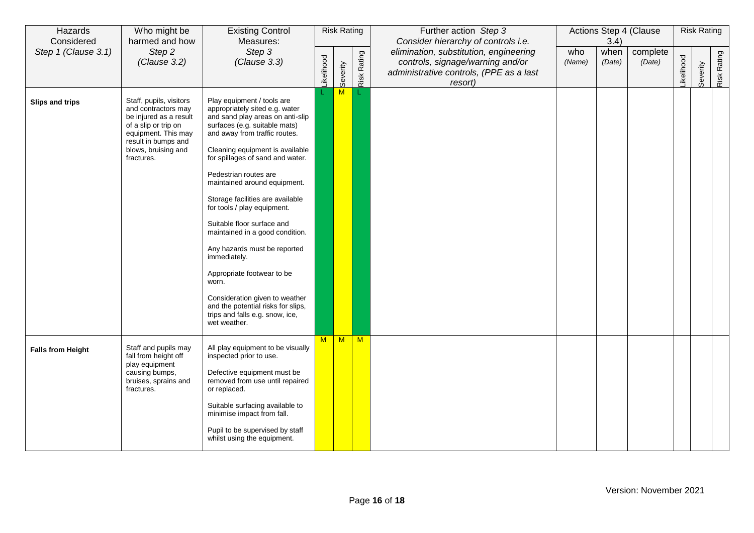| Hazards Considered *Step 1 (Clause 3.1)* | Who might be harmed and how *Step 2 (Clause 3.2)* | Existing Control Measures: *Step 3 (Clause 3.3)* | Risk Rating | | | Further action *Step 3* *Consider hierarchy of controls i.e. elimination, substitution, engineering controls, signage/warning and/or administrative controls, (PPE as a last resort)* | Actions Step 4 (Clause 3.4) | | | Risk Rating | | |
|---|---|---|---|---|---|---|---|---|---|---|---|---|
| | | | Likelihood | Severity | Risk Rating | | who *(Name)* | when *(Date)* | complete *(Date)* | Likelihood | Severity | Risk Rating |
| **Slips and trips** | Staff, pupils, visitors and contractors may be injured as a result of a slip or trip on equipment. This may result in bumps and blows, bruising and fractures. | Play equipment / tools are appropriately sited e.g. water and sand play areas on anti-slip surfaces (e.g. suitable mats) and away from traffic routes.<br><br>Cleaning equipment is available for spillages of sand and water.<br><br>Pedestrian routes are maintained around equipment.<br><br>Storage facilities are available for tools / play equipment.<br><br>Suitable floor surface and maintained in a good condition.<br><br>Any hazards must be reported immediately.<br><br>Appropriate footwear to be worn.<br><br>Consideration given to weather and the potential risks for slips, trips and falls e.g. snow, ice, wet weather. | L | M | L | | | | | | | |
| **Falls from Height** | Staff and pupils may fall from height off play equipment causing bumps, bruises, sprains and fractures. | All play equipment to be visually inspected prior to use.<br><br>Defective equipment must be removed from use until repaired or replaced.<br><br>Suitable surfacing available to minimise impact from fall.<br><br>Pupil to be supervised by staff whilst using the equipment. | M | M | M | | | | | | | |

Version: November 2021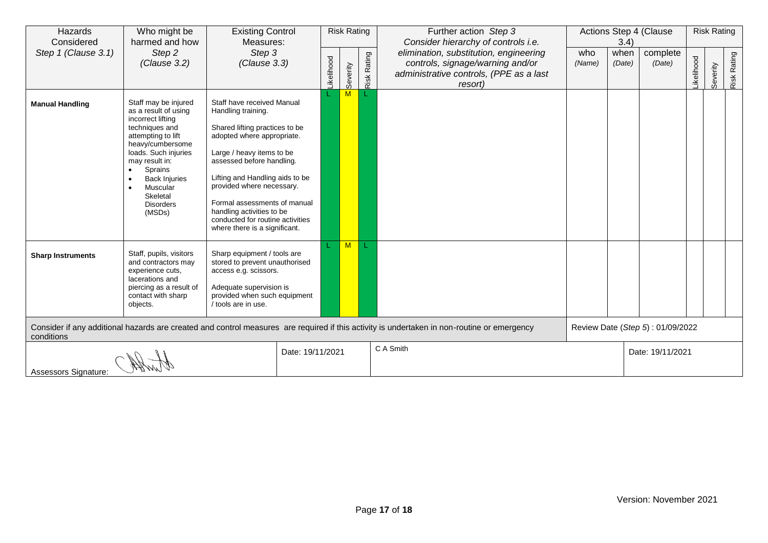| Hazards Considered Step 1 (Clause 3.1) | Who might be harmed and how Step 2 (Clause 3.2) | Existing Control Measures: Step 3 (Clause 3.3) | Risk Rating | | | Further action *Step 3* *Consider hierarchy of controls i.e. elimination, substitution, engineering controls, signage/warning and/or administrative controls, (PPE as a last resort)* | Actions Step 4 (Clause 3.4) | | | Risk Rating | | |
|---|---|---|---|---|---|---|---|---|---|---|---|---|
| | | | Likelihood | Severity | Risk Rating | | who (Name) | when (Date) | complete (Date) | Likelihood | Severity | Risk Rating |
| **Manual Handling** | Staff may be injured as a result of using incorrect lifting techniques and attempting to lift heavy/cumbersome loads. Such injuries may result in: • Sprains • Back Injuries • Muscular Skeletal Disorders (MSDs) | Staff have received Manual Handling training. Shared lifting practices to be adopted where appropriate. Large / heavy items to be assessed before handling. Lifting and Handling aids to be provided where necessary. Formal assessments of manual handling activities to be conducted for routine activities where there is a significant. | L | M | L | | | | | | | |
| **Sharp Instruments** | Staff, pupils, visitors and contractors may experience cuts, lacerations and piercing as a result of contact with sharp objects. | Sharp equipment / tools are stored to prevent unauthorised access e.g. scissors. Adequate supervision is provided when such equipment / tools are in use. | L | M | L | | | | | | | |
| Consider if any additional hazards are created and control measures are required if this activity is undertaken in non-routine or emergency conditions | | | | | | | Review Date (*Step 5*) : 01/09/2022 | | | | | |
| Assessors Signature: | | Date: 19/11/2021 | | | | C A Smith | | | Date: 19/11/2021 | | | |

Version: November 2021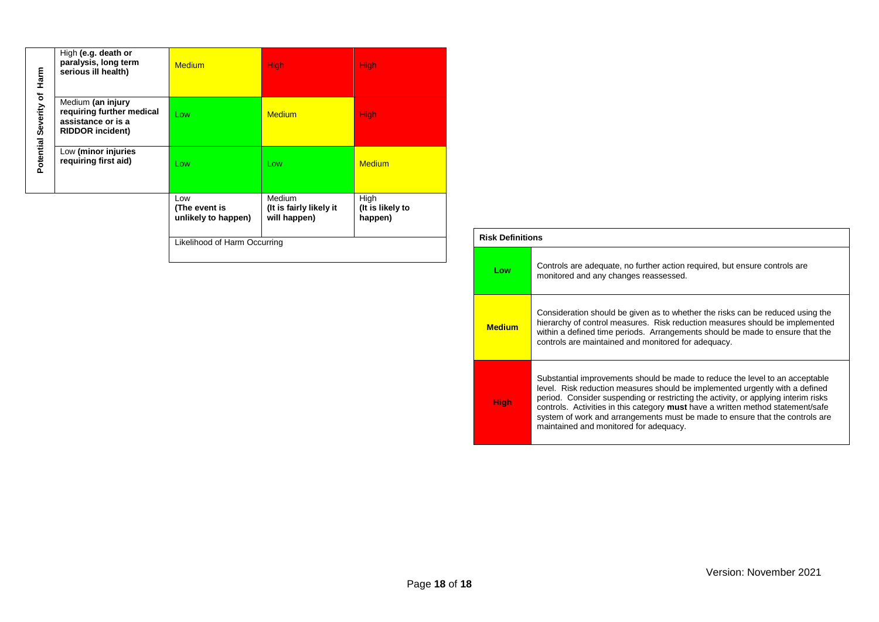| Potential Severity of Harm | | | | |
|---|---|---|---|---|
| | High **(e.g. death or paralysis, long term serious ill health)** | Medium | High | High |
| | Medium **(an injury requiring further medical assistance or is a RIDDOR incident)** | Low | Medium | High |
| | Low **(minor injuries requiring first aid)** | Low | Low | Medium |
| | | Low **(The event is unlikely to happen)** | Medium **(It is fairly likely it will happen)** | High **(It is likely to happen)** |
| | | Likelihood of Harm Occurring | | |

| **Risk Definitions** | |
|---|---|
| **Low** | Controls are adequate, no further action required, but ensure controls are monitored and any changes reassessed. |
| **Medium** | Consideration should be given as to whether the risks can be reduced using the hierarchy of control measures. Risk reduction measures should be implemented within a defined time periods. Arrangements should be made to ensure that the controls are maintained and monitored for adequacy. |
| **High** | Substantial improvements should be made to reduce the level to an acceptable level. Risk reduction measures should be implemented urgently with a defined period. Consider suspending or restricting the activity, or applying interim risks controls. Activities in this category **must** have a written method statement/safe system of work and arrangements must be made to ensure that the controls are maintained and monitored for adequacy. |

Version: November 2021